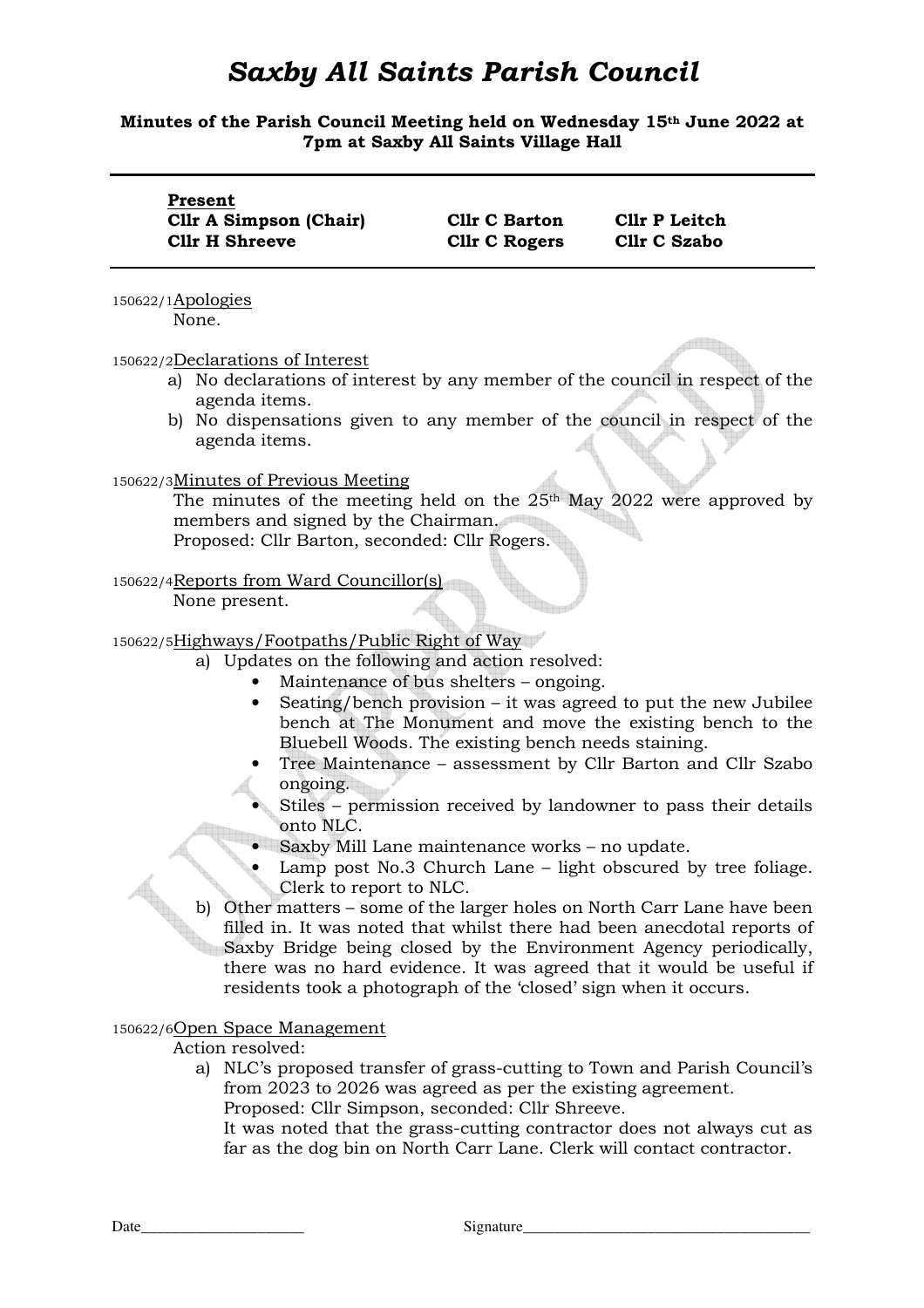# *Saxby All Saints Parish Council*

**Minutes of the Parish Council Meeting held on Wednesday 15th June 2022 at 7pm at Saxby All Saints Village Hall**

| **Present** | | |
|---|---|---|
| **Cllr A Simpson (Chair)** | **Cllr C Barton** | **Cllr P Leitch** |
| **Cllr H Shreeve** | **Cllr C Rogers** | **Cllr C Szabo** |

150622/1 Apologies

None.

150622/2 Declarations of Interest

a) No declarations of interest by any member of the council in respect of the agenda items.
b) No dispensations given to any member of the council in respect of the agenda items.

150622/3 Minutes of Previous Meeting

The minutes of the meeting held on the 25th May 2022 were approved by members and signed by the Chairman.
Proposed: Cllr Barton, seconded: Cllr Rogers.

150622/4 Reports from Ward Councillor(s)

None present.

150622/5 Highways/Footpaths/Public Right of Way

a) Updates on the following and action resolved:
   - Maintenance of bus shelters – ongoing.
   - Seating/bench provision – it was agreed to put the new Jubilee bench at The Monument and move the existing bench to the Bluebell Woods. The existing bench needs staining.
   - Tree Maintenance – assessment by Cllr Barton and Cllr Szabo ongoing.
   - Stiles – permission received by landowner to pass their details onto NLC.
   - Saxby Mill Lane maintenance works – no update.
   - Lamp post No.3 Church Lane – light obscured by tree foliage. Clerk to report to NLC.

b) Other matters – some of the larger holes on North Carr Lane have been filled in. It was noted that whilst there had been anecdotal reports of Saxby Bridge being closed by the Environment Agency periodically, there was no hard evidence. It was agreed that it would be useful if residents took a photograph of the 'closed' sign when it occurs.

150622/6 Open Space Management

Action resolved:

a) NLC's proposed transfer of grass-cutting to Town and Parish Council's from 2023 to 2026 was agreed as per the existing agreement.
   Proposed: Cllr Simpson, seconded: Cllr Shreeve.
   It was noted that the grass-cutting contractor does not always cut as far as the dog bin on North Carr Lane. Clerk will contact contractor.

Date____________________ Signature__________________________________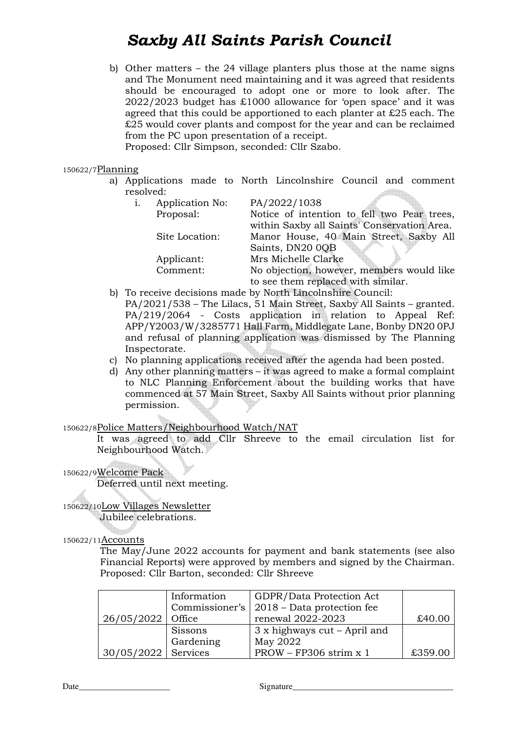# *Saxby All Saints Parish Council*

b) Other matters – the 24 village planters plus those at the name signs and The Monument need maintaining and it was agreed that residents should be encouraged to adopt one or more to look after. The 2022/2023 budget has £1000 allowance for 'open space' and it was agreed that this could be apportioned to each planter at £25 each. The £25 would cover plants and compost for the year and can be reclaimed from the PC upon presentation of a receipt.
Proposed: Cllr Simpson, seconded: Cllr Szabo.

150622/7Planning

a) Applications made to North Lincolnshire Council and comment resolved:
   i. Application No: PA/2022/1038
      Proposal: Notice of intention to fell two Pear trees, within Saxby all Saints' Conservation Area.
      Site Location: Manor House, 40 Main Street, Saxby All Saints, DN20 0QB
      Applicant: Mrs Michelle Clarke
      Comment: No objection, however, members would like to see them replaced with similar.
b) To receive decisions made by North Lincolnshire Council:
   PA/2021/538 – The Lilacs, 51 Main Street, Saxby All Saints – granted.
   PA/219/2064 - Costs application in relation to Appeal Ref: APP/Y2003/W/3285771 Hall Farm, Middlegate Lane, Bonby DN20 0PJ and refusal of planning application was dismissed by The Planning Inspectorate.
c) No planning applications received after the agenda had been posted.
d) Any other planning matters – it was agreed to make a formal complaint to NLC Planning Enforcement about the building works that have commenced at 57 Main Street, Saxby All Saints without prior planning permission.

150622/8Police Matters/Neighbourhood Watch/NAT

It was agreed to add Cllr Shreeve to the email circulation list for Neighbourhood Watch.

150622/9Welcome Pack

Deferred until next meeting.

150622/10Low Villages Newsletter

Jubilee celebrations.

150622/11Accounts

The May/June 2022 accounts for payment and bank statements (see also Financial Reports) were approved by members and signed by the Chairman.
Proposed: Cllr Barton, seconded: Cllr Shreeve

| | | | |
|---|---|---|---|
| 26/05/2022 | Information Commissioner's Office | GDPR/Data Protection Act 2018 – Data protection fee renewal 2022-2023 | £40.00 |
| 30/05/2022 | Sissons Gardening Services | 3 x highways cut – April and May 2022 PROW – FP306 strim x 1 | £359.00 |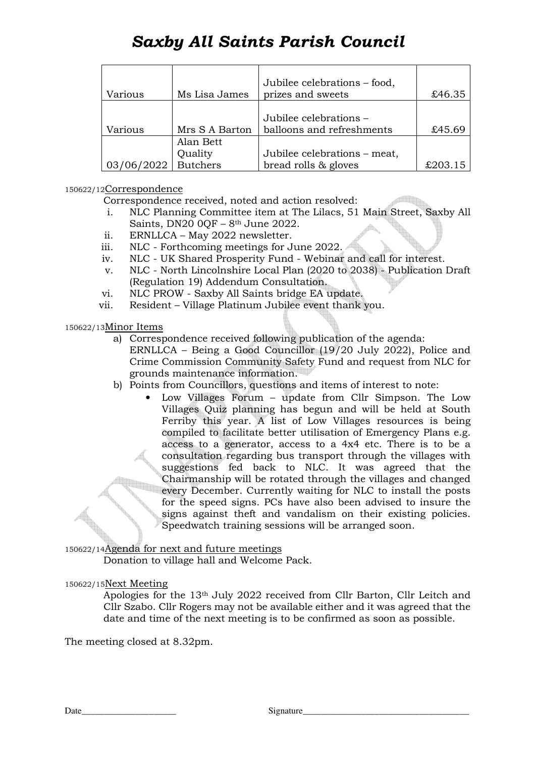# Saxby All Saints Parish Council

| | | | |
|---|---|---|---|
| Various | Ms Lisa James | Jubilee celebrations – food, prizes and sweets | £46.35 |
| Various | Mrs S A Barton | Jubilee celebrations – balloons and refreshments | £45.69 |
| 03/06/2022 | Alan Bett Quality Butchers | Jubilee celebrations – meat, bread rolls & gloves | £203.15 |

150622/12 Correspondence

Correspondence received, noted and action resolved:

i. NLC Planning Committee item at The Lilacs, 51 Main Street, Saxby All Saints, DN20 0QF – 8th June 2022.
ii. ERNLLCA – May 2022 newsletter.
iii. NLC - Forthcoming meetings for June 2022.
iv. NLC - UK Shared Prosperity Fund - Webinar and call for interest.
v. NLC - North Lincolnshire Local Plan (2020 to 2038) - Publication Draft (Regulation 19) Addendum Consultation.
vi. NLC PROW - Saxby All Saints bridge EA update.
vii. Resident – Village Platinum Jubilee event thank you.

150622/13 Minor Items

a) Correspondence received following publication of the agenda: ERNLLCA – Being a Good Councillor (19/20 July 2022), Police and Crime Commission Community Safety Fund and request from NLC for grounds maintenance information.
b) Points from Councillors, questions and items of interest to note:
   - Low Villages Forum – update from Cllr Simpson. The Low Villages Quiz planning has begun and will be held at South Ferriby this year. A list of Low Villages resources is being compiled to facilitate better utilisation of Emergency Plans e.g. access to a generator, access to a 4x4 etc. There is to be a consultation regarding bus transport through the villages with suggestions fed back to NLC. It was agreed that the Chairmanship will be rotated through the villages and changed every December. Currently waiting for NLC to install the posts for the speed signs. PCs have also been advised to insure the signs against theft and vandalism on their existing policies. Speedwatch training sessions will be arranged soon.

150622/14 Agenda for next and future meetings

Donation to village hall and Welcome Pack.

150622/15 Next Meeting

Apologies for the 13th July 2022 received from Cllr Barton, Cllr Leitch and Cllr Szabo. Cllr Rogers may not be available either and it was agreed that the date and time of the next meeting is to be confirmed as soon as possible.

The meeting closed at 8.32pm.

Date_____________________ Signature_____________________________________